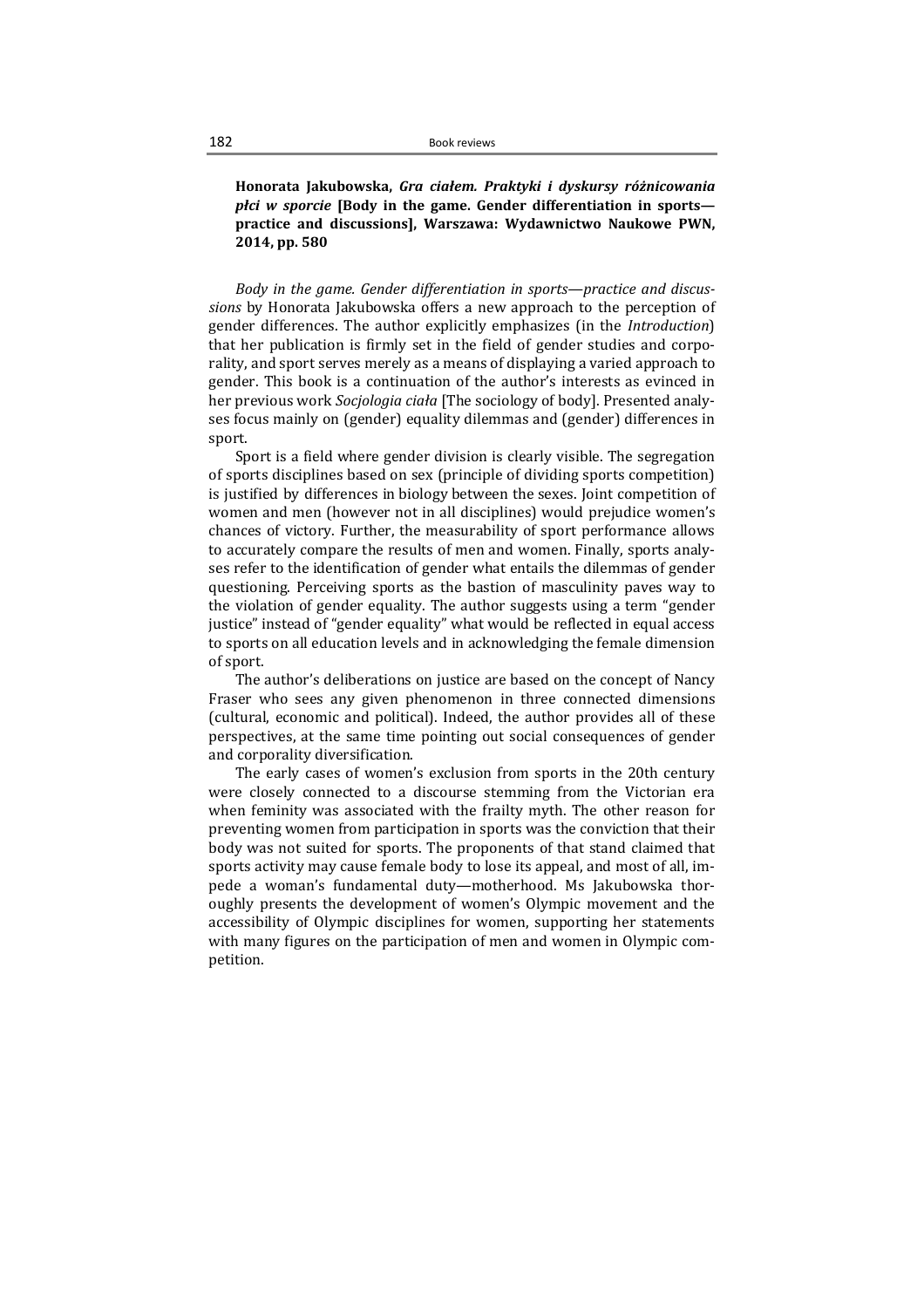**Honorata Jakubowska, *Gra ciałem. Praktyki i dyskursy różnicowania płci w sporcie* [Body in the game. Gender differentiation in sports—practice and discussions], Warszawa: Wydawnictwo Naukowe PWN, 2014, pp. 580**

*Body in the game. Gender differentiation in sports—practice and discussions* by Honorata Jakubowska offers a new approach to the perception of gender differences. The author explicitly emphasizes (in the *Introduction*) that her publication is firmly set in the field of gender studies and corporality, and sport serves merely as a means of displaying a varied approach to gender. This book is a continuation of the author's interests as evinced in her previous work *Socjologia ciała* [The sociology of body]. Presented analyses focus mainly on (gender) equality dilemmas and (gender) differences in sport.

Sport is a field where gender division is clearly visible. The segregation of sports disciplines based on sex (principle of dividing sports competition) is justified by differences in biology between the sexes. Joint competition of women and men (however not in all disciplines) would prejudice women's chances of victory. Further, the measurability of sport performance allows to accurately compare the results of men and women. Finally, sports analyses refer to the identification of gender what entails the dilemmas of gender questioning. Perceiving sports as the bastion of masculinity paves way to the violation of gender equality. The author suggests using a term "gender justice" instead of "gender equality" what would be reflected in equal access to sports on all education levels and in acknowledging the female dimension of sport.

The author's deliberations on justice are based on the concept of Nancy Fraser who sees any given phenomenon in three connected dimensions (cultural, economic and political). Indeed, the author provides all of these perspectives, at the same time pointing out social consequences of gender and corporality diversification.

The early cases of women's exclusion from sports in the 20th century were closely connected to a discourse stemming from the Victorian era when feminity was associated with the frailty myth. The other reason for preventing women from participation in sports was the conviction that their body was not suited for sports. The proponents of that stand claimed that sports activity may cause female body to lose its appeal, and most of all, impede a woman's fundamental duty—motherhood. Ms Jakubowska thoroughly presents the development of women's Olympic movement and the accessibility of Olympic disciplines for women, supporting her statements with many figures on the participation of men and women in Olympic competition.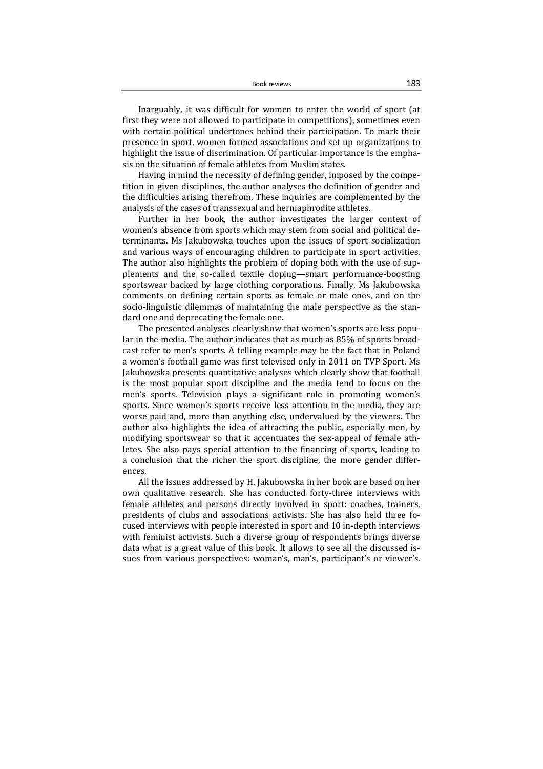Inarguably, it was difficult for women to enter the world of sport (at first they were not allowed to participate in competitions), sometimes even with certain political undertones behind their participation. To mark their presence in sport, women formed associations and set up organizations to highlight the issue of discrimination. Of particular importance is the emphasis on the situation of female athletes from Muslim states.

Having in mind the necessity of defining gender, imposed by the competition in given disciplines, the author analyses the definition of gender and the difficulties arising therefrom. These inquiries are complemented by the analysis of the cases of transsexual and hermaphrodite athletes.

Further in her book, the author investigates the larger context of women's absence from sports which may stem from social and political determinants. Ms Jakubowska touches upon the issues of sport socialization and various ways of encouraging children to participate in sport activities. The author also highlights the problem of doping both with the use of supplements and the so-called textile doping—smart performance-boosting sportswear backed by large clothing corporations. Finally, Ms Jakubowska comments on defining certain sports as female or male ones, and on the socio-linguistic dilemmas of maintaining the male perspective as the standard one and deprecating the female one.

The presented analyses clearly show that women's sports are less popular in the media. The author indicates that as much as 85% of sports broadcast refer to men's sports. A telling example may be the fact that in Poland a women's football game was first televised only in 2011 on TVP Sport. Ms Jakubowska presents quantitative analyses which clearly show that football is the most popular sport discipline and the media tend to focus on the men's sports. Television plays a significant role in promoting women's sports. Since women's sports receive less attention in the media, they are worse paid and, more than anything else, undervalued by the viewers. The author also highlights the idea of attracting the public, especially men, by modifying sportswear so that it accentuates the sex-appeal of female athletes. She also pays special attention to the financing of sports, leading to a conclusion that the richer the sport discipline, the more gender differences.

All the issues addressed by H. Jakubowska in her book are based on her own qualitative research. She has conducted forty-three interviews with female athletes and persons directly involved in sport: coaches, trainers, presidents of clubs and associations activists. She has also held three focused interviews with people interested in sport and 10 in-depth interviews with feminist activists. Such a diverse group of respondents brings diverse data what is a great value of this book. It allows to see all the discussed issues from various perspectives: woman's, man's, participant's or viewer's.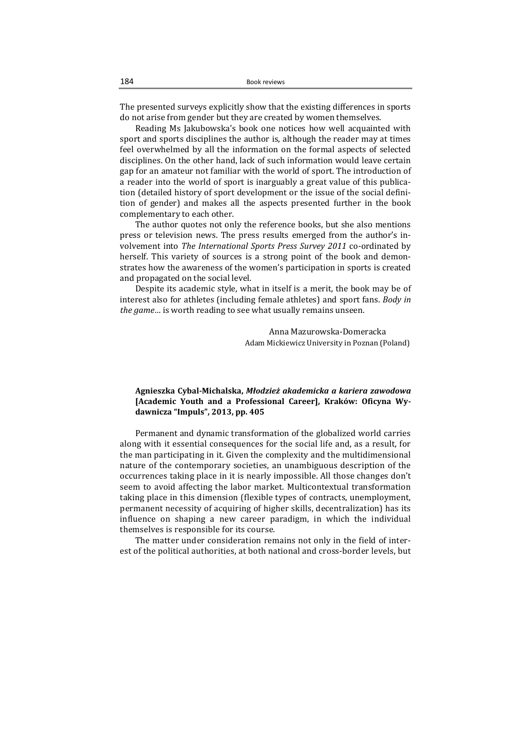The presented surveys explicitly show that the existing differences in sports do not arise from gender but they are created by women themselves.

Reading Ms Jakubowska's book one notices how well acquainted with sport and sports disciplines the author is, although the reader may at times feel overwhelmed by all the information on the formal aspects of selected disciplines. On the other hand, lack of such information would leave certain gap for an amateur not familiar with the world of sport. The introduction of a reader into the world of sport is inarguably a great value of this publication (detailed history of sport development or the issue of the social definition of gender) and makes all the aspects presented further in the book complementary to each other.

The author quotes not only the reference books, but she also mentions press or television news. The press results emerged from the author's involvement into *The International Sports Press Survey 2011* co-ordinated by herself. This variety of sources is a strong point of the book and demonstrates how the awareness of the women's participation in sports is created and propagated on the social level.

Despite its academic style, what in itself is a merit, the book may be of interest also for athletes (including female athletes) and sport fans. *Body in the game…* is worth reading to see what usually remains unseen.

Anna Mazurowska-Domeracka
Adam Mickiewicz University in Poznan (Poland)

**Agnieszka Cybal-Michalska, *Młodzież akademicka a kariera zawodowa* [Academic Youth and a Professional Career], Kraków: Oficyna Wydawnicza "Impuls", 2013, pp. 405**

Permanent and dynamic transformation of the globalized world carries along with it essential consequences for the social life and, as a result, for the man participating in it. Given the complexity and the multidimensional nature of the contemporary societies, an unambiguous description of the occurrences taking place in it is nearly impossible. All those changes don't seem to avoid affecting the labor market. Multicontextual transformation taking place in this dimension (flexible types of contracts, unemployment, permanent necessity of acquiring of higher skills, decentralization) has its influence on shaping a new career paradigm, in which the individual themselves is responsible for its course.

The matter under consideration remains not only in the field of interest of the political authorities, at both national and cross-border levels, but